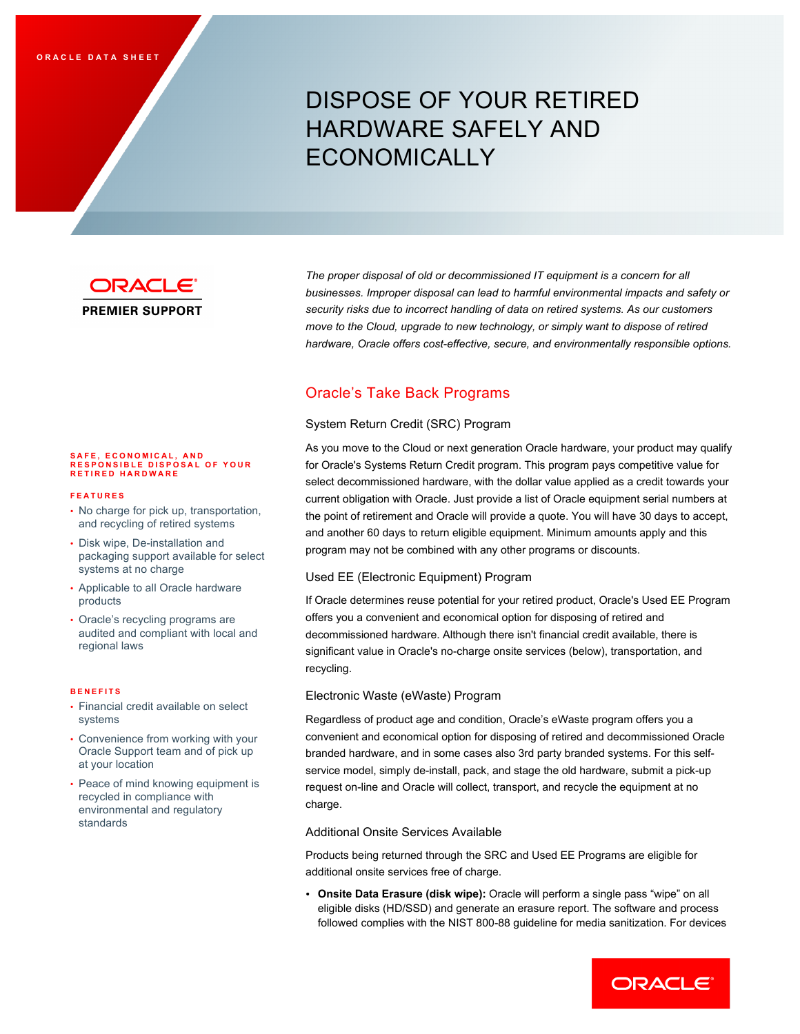ORACLE DATA SHEET

# DISPOSE OF YOUR RETIRED HARDWARE SAFELY AND ECONOMICALLY

ORACLE PREMIER SUPPORT

*The proper disposal of old or decommissioned IT equipment is a concern for all businesses. Improper disposal can lead to harmful environmental impacts and safety or security risks due to incorrect handling of data on retired systems. As our customers move to the Cloud, upgrade to new technology, or simply want to dispose of retired hardware, Oracle offers cost-effective, secure, and environmentally responsible options.*

**SAFE, ECONOMICAL, AND RESPONSIBLE DISPOSAL OF YOUR RETIRED HARDWARE**

**FEATURES**

- No charge for pick up, transportation, and recycling of retired systems
- Disk wipe, De-installation and packaging support available for select systems at no charge
- Applicable to all Oracle hardware products
- Oracle's recycling programs are audited and compliant with local and regional laws

**BENEFITS**

- Financial credit available on select systems
- Convenience from working with your Oracle Support team and of pick up at your location
- Peace of mind knowing equipment is recycled in compliance with environmental and regulatory standards

## Oracle's Take Back Programs

### System Return Credit (SRC) Program

As you move to the Cloud or next generation Oracle hardware, your product may qualify for Oracle's Systems Return Credit program. This program pays competitive value for select decommissioned hardware, with the dollar value applied as a credit towards your current obligation with Oracle. Just provide a list of Oracle equipment serial numbers at the point of retirement and Oracle will provide a quote. You will have 30 days to accept, and another 60 days to return eligible equipment. Minimum amounts apply and this program may not be combined with any other programs or discounts.

### Used EE (Electronic Equipment) Program

If Oracle determines reuse potential for your retired product, Oracle's Used EE Program offers you a convenient and economical option for disposing of retired and decommissioned hardware. Although there isn't financial credit available, there is significant value in Oracle's no-charge onsite services (below), transportation, and recycling.

### Electronic Waste (eWaste) Program

Regardless of product age and condition, Oracle's eWaste program offers you a convenient and economical option for disposing of retired and decommissioned Oracle branded hardware, and in some cases also 3rd party branded systems. For this self-service model, simply de-install, pack, and stage the old hardware, submit a pick-up request on-line and Oracle will collect, transport, and recycle the equipment at no charge.

### Additional Onsite Services Available

Products being returned through the SRC and Used EE Programs are eligible for additional onsite services free of charge.

- **Onsite Data Erasure (disk wipe):** Oracle will perform a single pass "wipe" on all eligible disks (HD/SSD) and generate an erasure report. The software and process followed complies with the NIST 800-88 guideline for media sanitization. For devices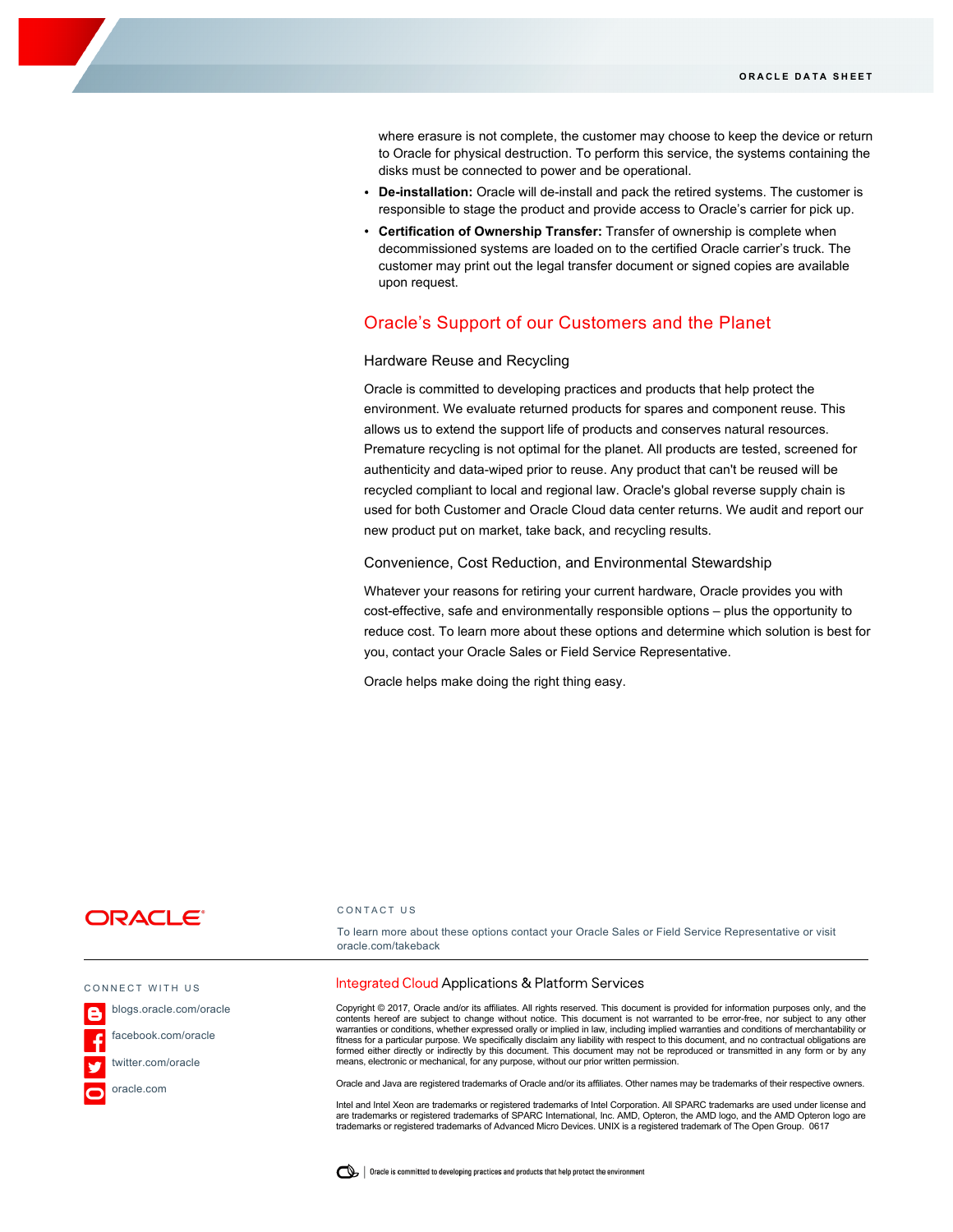where erasure is not complete, the customer may choose to keep the device or return to Oracle for physical destruction. To perform this service, the systems containing the disks must be connected to power and be operational.

- **De-installation:** Oracle will de-install and pack the retired systems. The customer is responsible to stage the product and provide access to Oracle's carrier for pick up.
- **Certification of Ownership Transfer:** Transfer of ownership is complete when decommissioned systems are loaded on to the certified Oracle carrier's truck. The customer may print out the legal transfer document or signed copies are available upon request.

## Oracle's Support of our Customers and the Planet

### Hardware Reuse and Recycling

Oracle is committed to developing practices and products that help protect the environment. We evaluate returned products for spares and component reuse. This allows us to extend the support life of products and conserves natural resources. Premature recycling is not optimal for the planet. All products are tested, screened for authenticity and data-wiped prior to reuse. Any product that can't be reused will be recycled compliant to local and regional law. Oracle's global reverse supply chain is used for both Customer and Oracle Cloud data center returns. We audit and report our new product put on market, take back, and recycling results.

### Convenience, Cost Reduction, and Environmental Stewardship

Whatever your reasons for retiring your current hardware, Oracle provides you with cost-effective, safe and environmentally responsible options – plus the opportunity to reduce cost. To learn more about these options and determine which solution is best for you, contact your Oracle Sales or Field Service Representative.

Oracle helps make doing the right thing easy.

ORACLE

CONTACT US

To learn more about these options contact your Oracle Sales or Field Service Representative or visit oracle.com/takeback

CONNECT WITH US

- blogs.oracle.com/oracle
- facebook.com/oracle
- twitter.com/oracle
- oracle.com

Integrated Cloud Applications & Platform Services

Copyright © 2017, Oracle and/or its affiliates. All rights reserved. This document is provided for information purposes only, and the contents hereof are subject to change without notice. This document is not warranted to be error-free, nor subject to any other warranties or conditions, whether expressed orally or implied in law, including implied warranties and conditions of merchantability or fitness for a particular purpose. We specifically disclaim any liability with respect to this document, and no contractual obligations are formed either directly or indirectly by this document. This document may not be reproduced or transmitted in any form or by any means, electronic or mechanical, for any purpose, without our prior written permission.

Oracle and Java are registered trademarks of Oracle and/or its affiliates. Other names may be trademarks of their respective owners.

Intel and Intel Xeon are trademarks or registered trademarks of Intel Corporation. All SPARC trademarks are used under license and are trademarks or registered trademarks of SPARC International, Inc. AMD, Opteron, the AMD logo, and the AMD Opteron logo are trademarks or registered trademarks of Advanced Micro Devices. UNIX is a registered trademark of The Open Group. 0617

Oracle is committed to developing practices and products that help protect the environment